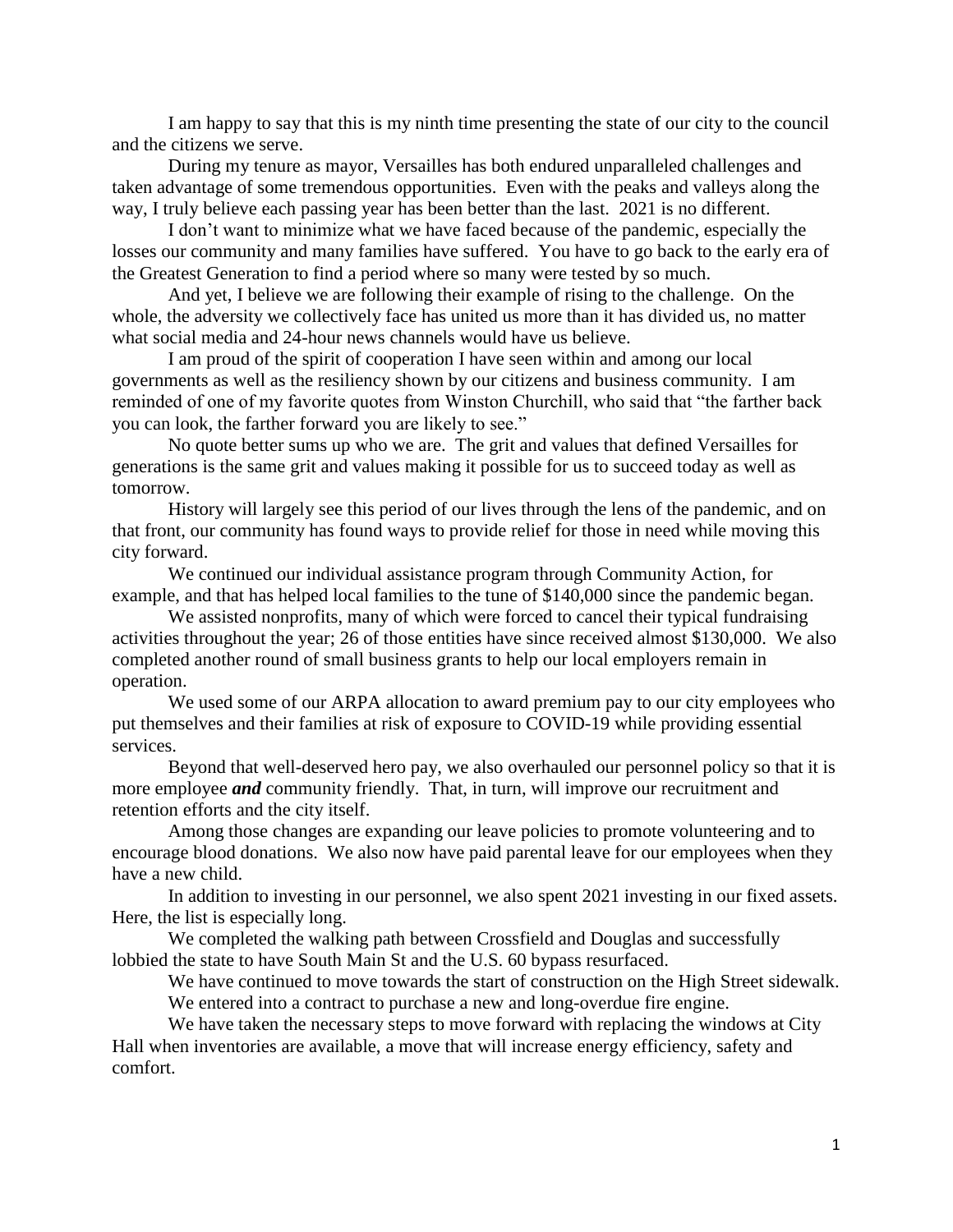I am happy to say that this is my ninth time presenting the state of our city to the council and the citizens we serve.

During my tenure as mayor, Versailles has both endured unparalleled challenges and taken advantage of some tremendous opportunities. Even with the peaks and valleys along the way, I truly believe each passing year has been better than the last. 2021 is no different.

I don't want to minimize what we have faced because of the pandemic, especially the losses our community and many families have suffered. You have to go back to the early era of the Greatest Generation to find a period where so many were tested by so much.

And yet, I believe we are following their example of rising to the challenge. On the whole, the adversity we collectively face has united us more than it has divided us, no matter what social media and 24-hour news channels would have us believe.

I am proud of the spirit of cooperation I have seen within and among our local governments as well as the resiliency shown by our citizens and business community. I am reminded of one of my favorite quotes from Winston Churchill, who said that "the farther back you can look, the farther forward you are likely to see."

No quote better sums up who we are. The grit and values that defined Versailles for generations is the same grit and values making it possible for us to succeed today as well as tomorrow.

History will largely see this period of our lives through the lens of the pandemic, and on that front, our community has found ways to provide relief for those in need while moving this city forward.

We continued our individual assistance program through Community Action, for example, and that has helped local families to the tune of $140,000 since the pandemic began.

We assisted nonprofits, many of which were forced to cancel their typical fundraising activities throughout the year; 26 of those entities have since received almost $130,000. We also completed another round of small business grants to help our local employers remain in operation.

We used some of our ARPA allocation to award premium pay to our city employees who put themselves and their families at risk of exposure to COVID-19 while providing essential services.

Beyond that well-deserved hero pay, we also overhauled our personnel policy so that it is more employee ***and*** community friendly. That, in turn, will improve our recruitment and retention efforts and the city itself.

Among those changes are expanding our leave policies to promote volunteering and to encourage blood donations. We also now have paid parental leave for our employees when they have a new child.

In addition to investing in our personnel, we also spent 2021 investing in our fixed assets. Here, the list is especially long.

We completed the walking path between Crossfield and Douglas and successfully lobbied the state to have South Main St and the U.S. 60 bypass resurfaced.

We have continued to move towards the start of construction on the High Street sidewalk.

We entered into a contract to purchase a new and long-overdue fire engine.

We have taken the necessary steps to move forward with replacing the windows at City Hall when inventories are available, a move that will increase energy efficiency, safety and comfort.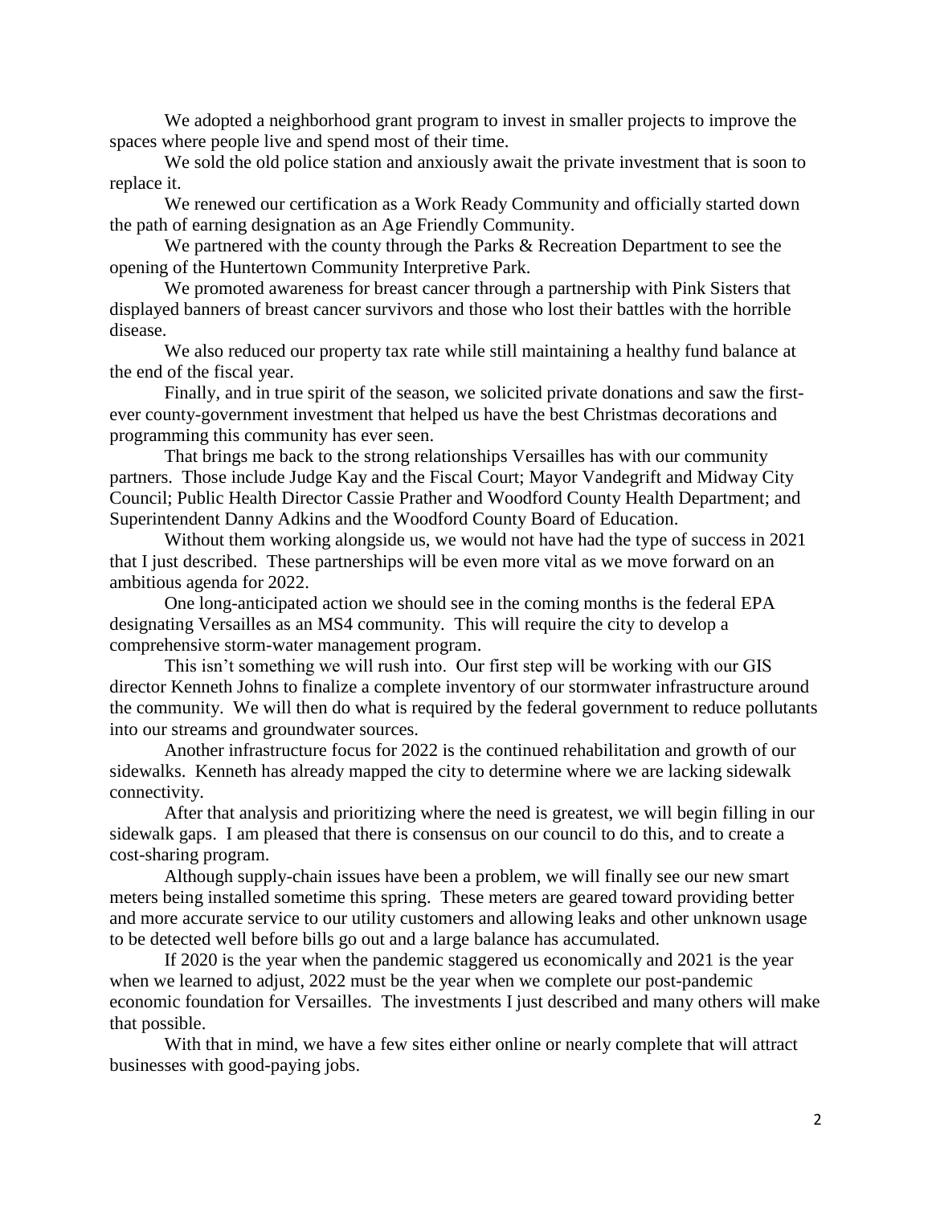We adopted a neighborhood grant program to invest in smaller projects to improve the spaces where people live and spend most of their time.

We sold the old police station and anxiously await the private investment that is soon to replace it.

We renewed our certification as a Work Ready Community and officially started down the path of earning designation as an Age Friendly Community.

We partnered with the county through the Parks & Recreation Department to see the opening of the Huntertown Community Interpretive Park.

We promoted awareness for breast cancer through a partnership with Pink Sisters that displayed banners of breast cancer survivors and those who lost their battles with the horrible disease.

We also reduced our property tax rate while still maintaining a healthy fund balance at the end of the fiscal year.

Finally, and in true spirit of the season, we solicited private donations and saw the first-ever county-government investment that helped us have the best Christmas decorations and programming this community has ever seen.

That brings me back to the strong relationships Versailles has with our community partners. Those include Judge Kay and the Fiscal Court; Mayor Vandegrift and Midway City Council; Public Health Director Cassie Prather and Woodford County Health Department; and Superintendent Danny Adkins and the Woodford County Board of Education.

Without them working alongside us, we would not have had the type of success in 2021 that I just described. These partnerships will be even more vital as we move forward on an ambitious agenda for 2022.

One long-anticipated action we should see in the coming months is the federal EPA designating Versailles as an MS4 community. This will require the city to develop a comprehensive storm-water management program.

This isn't something we will rush into. Our first step will be working with our GIS director Kenneth Johns to finalize a complete inventory of our stormwater infrastructure around the community. We will then do what is required by the federal government to reduce pollutants into our streams and groundwater sources.

Another infrastructure focus for 2022 is the continued rehabilitation and growth of our sidewalks. Kenneth has already mapped the city to determine where we are lacking sidewalk connectivity.

After that analysis and prioritizing where the need is greatest, we will begin filling in our sidewalk gaps. I am pleased that there is consensus on our council to do this, and to create a cost-sharing program.

Although supply-chain issues have been a problem, we will finally see our new smart meters being installed sometime this spring. These meters are geared toward providing better and more accurate service to our utility customers and allowing leaks and other unknown usage to be detected well before bills go out and a large balance has accumulated.

If 2020 is the year when the pandemic staggered us economically and 2021 is the year when we learned to adjust, 2022 must be the year when we complete our post-pandemic economic foundation for Versailles. The investments I just described and many others will make that possible.

With that in mind, we have a few sites either online or nearly complete that will attract businesses with good-paying jobs.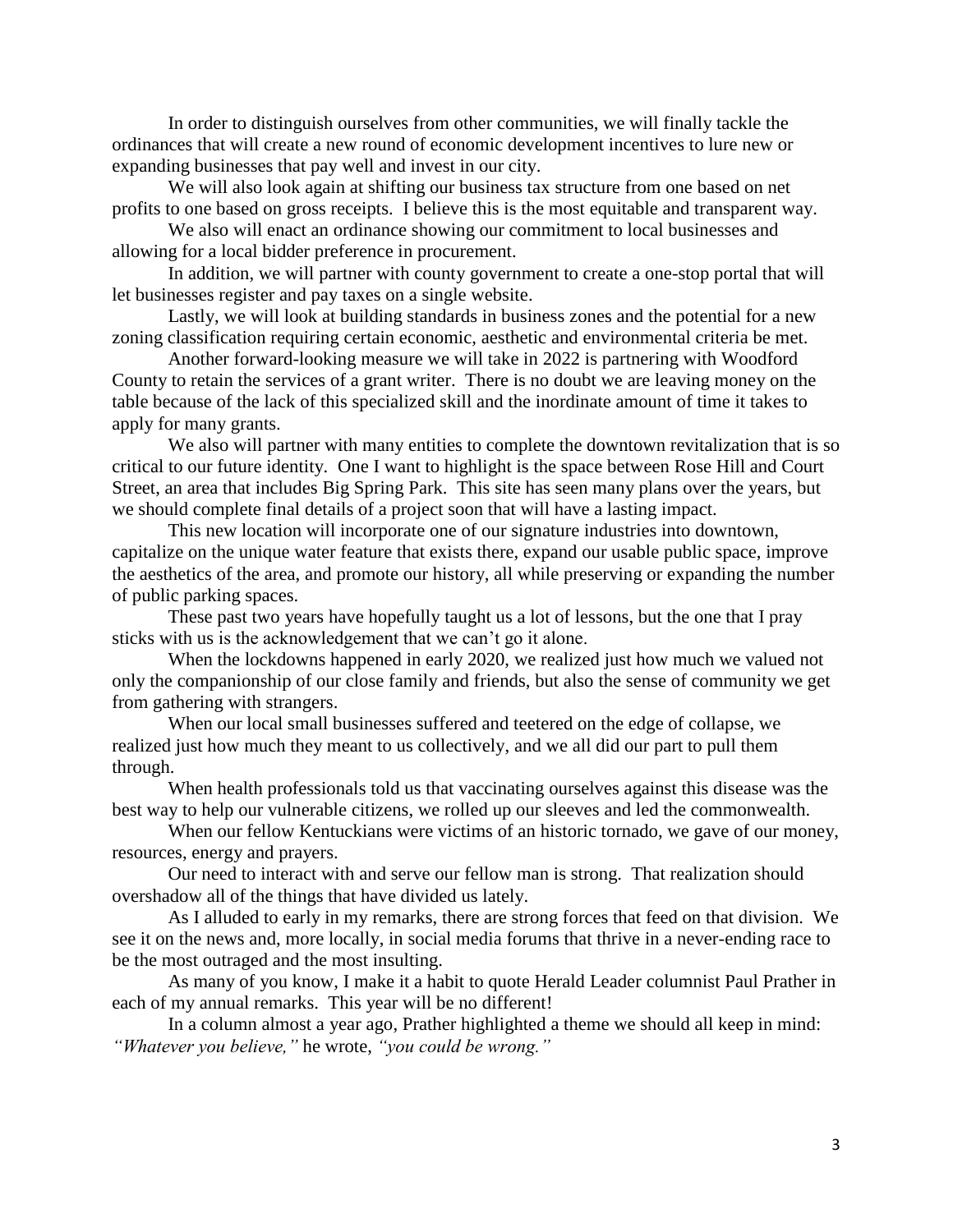In order to distinguish ourselves from other communities, we will finally tackle the ordinances that will create a new round of economic development incentives to lure new or expanding businesses that pay well and invest in our city.

We will also look again at shifting our business tax structure from one based on net profits to one based on gross receipts. I believe this is the most equitable and transparent way.

We also will enact an ordinance showing our commitment to local businesses and allowing for a local bidder preference in procurement.

In addition, we will partner with county government to create a one-stop portal that will let businesses register and pay taxes on a single website.

Lastly, we will look at building standards in business zones and the potential for a new zoning classification requiring certain economic, aesthetic and environmental criteria be met.

Another forward-looking measure we will take in 2022 is partnering with Woodford County to retain the services of a grant writer. There is no doubt we are leaving money on the table because of the lack of this specialized skill and the inordinate amount of time it takes to apply for many grants.

We also will partner with many entities to complete the downtown revitalization that is so critical to our future identity. One I want to highlight is the space between Rose Hill and Court Street, an area that includes Big Spring Park. This site has seen many plans over the years, but we should complete final details of a project soon that will have a lasting impact.

This new location will incorporate one of our signature industries into downtown, capitalize on the unique water feature that exists there, expand our usable public space, improve the aesthetics of the area, and promote our history, all while preserving or expanding the number of public parking spaces.

These past two years have hopefully taught us a lot of lessons, but the one that I pray sticks with us is the acknowledgement that we can't go it alone.

When the lockdowns happened in early 2020, we realized just how much we valued not only the companionship of our close family and friends, but also the sense of community we get from gathering with strangers.

When our local small businesses suffered and teetered on the edge of collapse, we realized just how much they meant to us collectively, and we all did our part to pull them through.

When health professionals told us that vaccinating ourselves against this disease was the best way to help our vulnerable citizens, we rolled up our sleeves and led the commonwealth.

When our fellow Kentuckians were victims of an historic tornado, we gave of our money, resources, energy and prayers.

Our need to interact with and serve our fellow man is strong. That realization should overshadow all of the things that have divided us lately.

As I alluded to early in my remarks, there are strong forces that feed on that division. We see it on the news and, more locally, in social media forums that thrive in a never-ending race to be the most outraged and the most insulting.

As many of you know, I make it a habit to quote Herald Leader columnist Paul Prather in each of my annual remarks. This year will be no different!

In a column almost a year ago, Prather highlighted a theme we should all keep in mind: *"Whatever you believe,"* he wrote, *"you could be wrong."*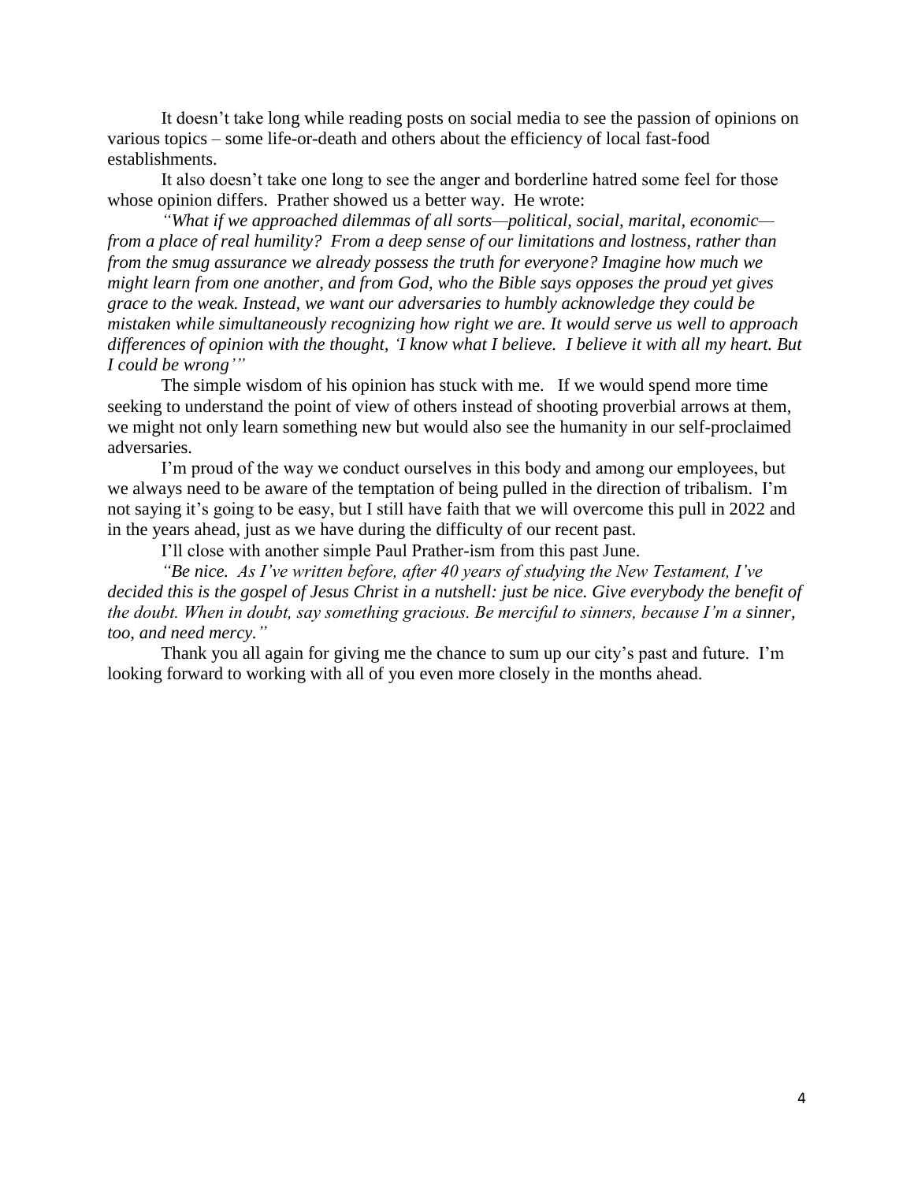It doesn't take long while reading posts on social media to see the passion of opinions on various topics – some life-or-death and others about the efficiency of local fast-food establishments.

It also doesn't take one long to see the anger and borderline hatred some feel for those whose opinion differs. Prather showed us a better way. He wrote:

*"What if we approached dilemmas of all sorts—political, social, marital, economic—from a place of real humility? From a deep sense of our limitations and lostness, rather than from the smug assurance we already possess the truth for everyone? Imagine how much we might learn from one another, and from God, who the Bible says opposes the proud yet gives grace to the weak. Instead, we want our adversaries to humbly acknowledge they could be mistaken while simultaneously recognizing how right we are. It would serve us well to approach differences of opinion with the thought, 'I know what I believe. I believe it with all my heart. But I could be wrong'"*

The simple wisdom of his opinion has stuck with me. If we would spend more time seeking to understand the point of view of others instead of shooting proverbial arrows at them, we might not only learn something new but would also see the humanity in our self-proclaimed adversaries.

I'm proud of the way we conduct ourselves in this body and among our employees, but we always need to be aware of the temptation of being pulled in the direction of tribalism. I'm not saying it's going to be easy, but I still have faith that we will overcome this pull in 2022 and in the years ahead, just as we have during the difficulty of our recent past.

I'll close with another simple Paul Prather-ism from this past June.

*"Be nice. As I've written before, after 40 years of studying the New Testament, I've decided this is the gospel of Jesus Christ in a nutshell: just be nice. Give everybody the benefit of the doubt. When in doubt, say something gracious. Be merciful to sinners, because I'm a sinner, too, and need mercy."*

Thank you all again for giving me the chance to sum up our city's past and future. I'm looking forward to working with all of you even more closely in the months ahead.